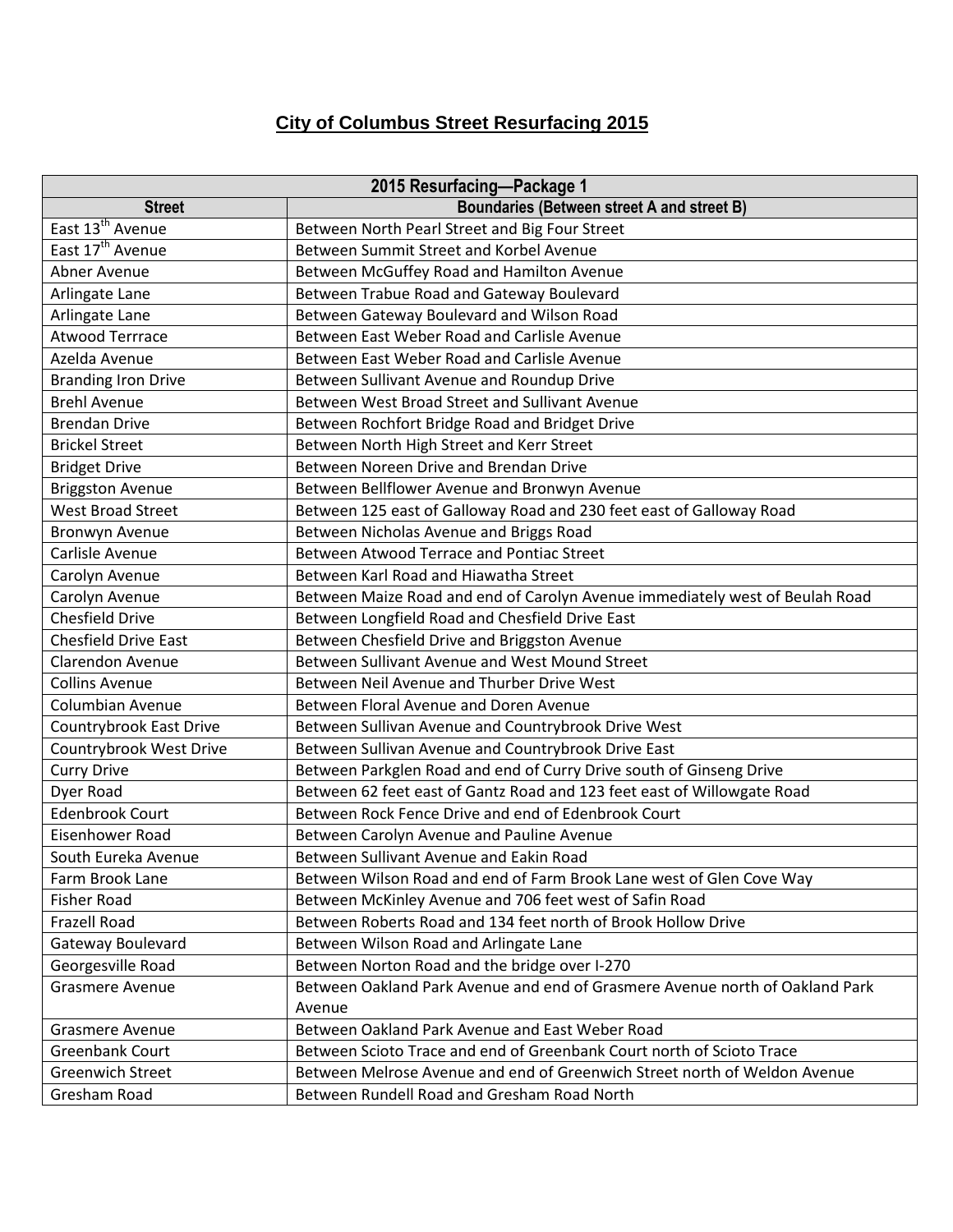# City of Columbus Street Resurfacing 2015

| 2015 Resurfacing—Package 1 | |
|---|---|
| **Street** | **Boundaries (Between street A and street B)** |
| East 13th Avenue | Between North Pearl Street and Big Four Street |
| East 17th Avenue | Between Summit Street and Korbel Avenue |
| Abner Avenue | Between McGuffey Road and Hamilton Avenue |
| Arlingate Lane | Between Trabue Road and Gateway Boulevard |
| Arlingate Lane | Between Gateway Boulevard and Wilson Road |
| Atwood Terrrace | Between East Weber Road and Carlisle Avenue |
| Azelda Avenue | Between East Weber Road and Carlisle Avenue |
| Branding Iron Drive | Between Sullivant Avenue and Roundup Drive |
| Brehl Avenue | Between West Broad Street and Sullivant Avenue |
| Brendan Drive | Between Rochfort Bridge Road and Bridget Drive |
| Brickel Street | Between North High Street and Kerr Street |
| Bridget Drive | Between Noreen Drive and Brendan Drive |
| Briggston Avenue | Between Bellflower Avenue and Bronwyn Avenue |
| West Broad Street | Between 125 east of Galloway Road and 230 feet east of Galloway Road |
| Bronwyn Avenue | Between Nicholas Avenue and Briggs Road |
| Carlisle Avenue | Between Atwood Terrace and Pontiac Street |
| Carolyn Avenue | Between Karl Road and Hiawatha Street |
| Carolyn Avenue | Between Maize Road and end of Carolyn Avenue immediately west of Beulah Road |
| Chesfield Drive | Between Longfield Road and Chesfield Drive East |
| Chesfield Drive East | Between Chesfield Drive and Briggston Avenue |
| Clarendon Avenue | Between Sullivant Avenue and West Mound Street |
| Collins Avenue | Between Neil Avenue and Thurber Drive West |
| Columbian Avenue | Between Floral Avenue and Doren Avenue |
| Countrybrook East Drive | Between Sullivan Avenue and Countrybrook Drive West |
| Countrybrook West Drive | Between Sullivan Avenue and Countrybrook Drive East |
| Curry Drive | Between Parkglen Road and end of Curry Drive south of Ginseng Drive |
| Dyer Road | Between 62 feet east of Gantz Road and 123 feet east of Willowgate Road |
| Edenbrook Court | Between Rock Fence Drive and end of Edenbrook Court |
| Eisenhower Road | Between Carolyn Avenue and Pauline Avenue |
| South Eureka Avenue | Between Sullivant Avenue and Eakin Road |
| Farm Brook Lane | Between Wilson Road and end of Farm Brook Lane west of Glen Cove Way |
| Fisher Road | Between McKinley Avenue and 706 feet west of Safin Road |
| Frazell Road | Between Roberts Road and 134 feet north of Brook Hollow Drive |
| Gateway Boulevard | Between Wilson Road and Arlingate Lane |
| Georgesville Road | Between Norton Road and the bridge over I-270 |
| Grasmere Avenue | Between Oakland Park Avenue and end of Grasmere Avenue north of Oakland Park Avenue |
| Grasmere Avenue | Between Oakland Park Avenue and East Weber Road |
| Greenbank Court | Between Scioto Trace and end of Greenbank Court north of Scioto Trace |
| Greenwich Street | Between Melrose Avenue and end of Greenwich Street north of Weldon Avenue |
| Gresham Road | Between Rundell Road and Gresham Road North |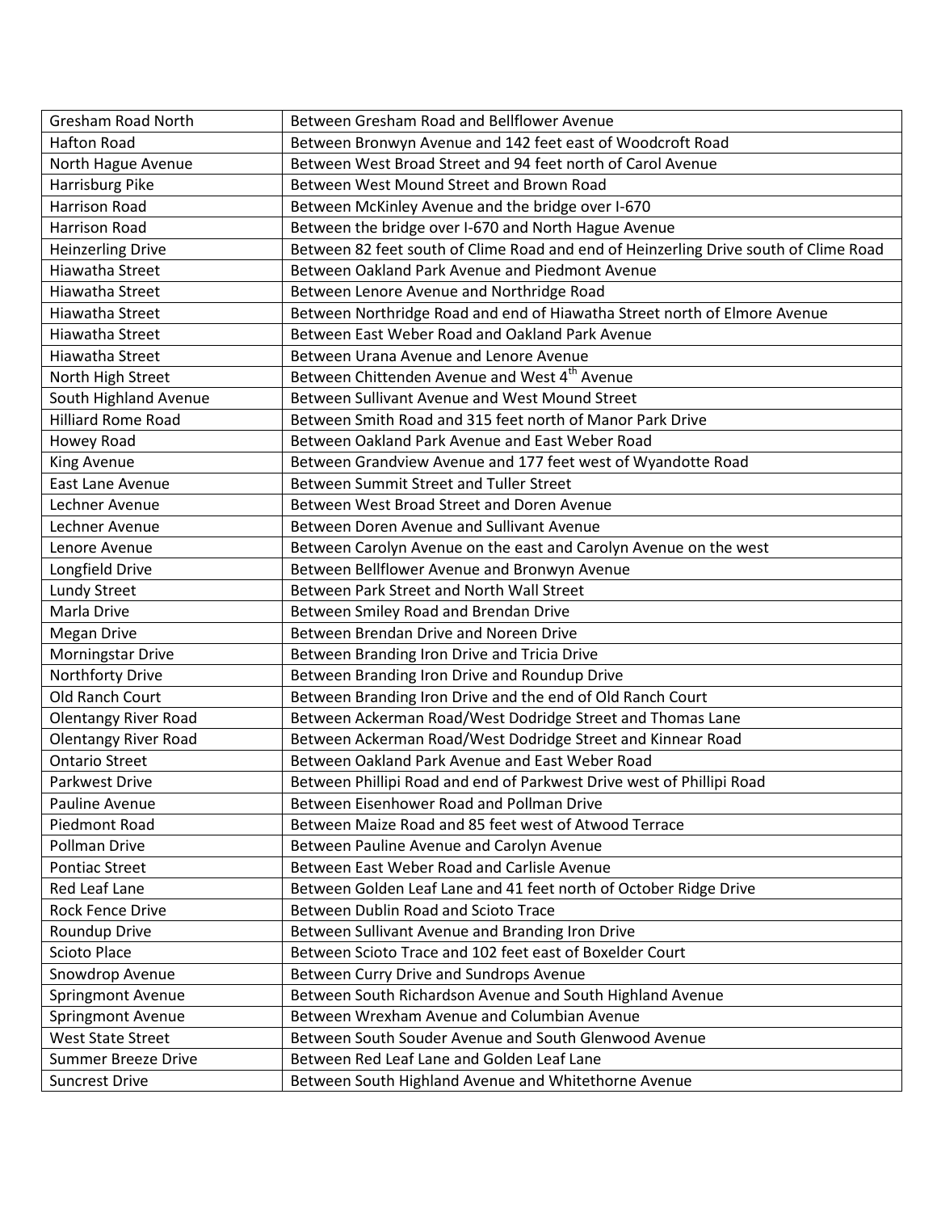| Gresham Road North | Between Gresham Road and Bellflower Avenue |
| --- | --- |
| Hafton Road | Between Bronwyn Avenue and 142 feet east of Woodcroft Road |
| North Hague Avenue | Between West Broad Street and 94 feet north of Carol Avenue |
| Harrisburg Pike | Between West Mound Street and Brown Road |
| Harrison Road | Between McKinley Avenue and the bridge over I-670 |
| Harrison Road | Between the bridge over I-670 and North Hague Avenue |
| Heinzerling Drive | Between 82 feet south of Clime Road and end of Heinzerling Drive south of Clime Road |
| Hiawatha Street | Between Oakland Park Avenue and Piedmont Avenue |
| Hiawatha Street | Between Lenore Avenue and Northridge Road |
| Hiawatha Street | Between Northridge Road and end of Hiawatha Street north of Elmore Avenue |
| Hiawatha Street | Between East Weber Road and Oakland Park Avenue |
| Hiawatha Street | Between Urana Avenue and Lenore Avenue |
| North High Street | Between Chittenden Avenue and West 4th Avenue |
| South Highland Avenue | Between Sullivant Avenue and West Mound Street |
| Hilliard Rome Road | Between Smith Road and 315 feet north of Manor Park Drive |
| Howey Road | Between Oakland Park Avenue and East Weber Road |
| King Avenue | Between Grandview Avenue and 177 feet west of Wyandotte Road |
| East Lane Avenue | Between Summit Street and Tuller Street |
| Lechner Avenue | Between West Broad Street and Doren Avenue |
| Lechner Avenue | Between Doren Avenue and Sullivant Avenue |
| Lenore Avenue | Between Carolyn Avenue on the east and Carolyn Avenue on the west |
| Longfield Drive | Between Bellflower Avenue and Bronwyn Avenue |
| Lundy Street | Between Park Street and North Wall Street |
| Marla Drive | Between Smiley Road and Brendan Drive |
| Megan Drive | Between Brendan Drive and Noreen Drive |
| Morningstar Drive | Between Branding Iron Drive and Tricia Drive |
| Northforty Drive | Between Branding Iron Drive and Roundup Drive |
| Old Ranch Court | Between Branding Iron Drive and the end of Old Ranch Court |
| Olentangy River Road | Between Ackerman Road/West Dodridge Street and Thomas Lane |
| Olentangy River Road | Between Ackerman Road/West Dodridge Street and Kinnear Road |
| Ontario Street | Between Oakland Park Avenue and East Weber Road |
| Parkwest Drive | Between Phillipi Road and end of Parkwest Drive west of Phillipi Road |
| Pauline Avenue | Between Eisenhower Road and Pollman Drive |
| Piedmont Road | Between Maize Road and 85 feet west of Atwood Terrace |
| Pollman Drive | Between Pauline Avenue and Carolyn Avenue |
| Pontiac Street | Between East Weber Road and Carlisle Avenue |
| Red Leaf Lane | Between Golden Leaf Lane and 41 feet north of October Ridge Drive |
| Rock Fence Drive | Between Dublin Road and Scioto Trace |
| Roundup Drive | Between Sullivant Avenue and Branding Iron Drive |
| Scioto Place | Between Scioto Trace and 102 feet east of Boxelder Court |
| Snowdrop Avenue | Between Curry Drive and Sundrops Avenue |
| Springmont Avenue | Between South Richardson Avenue and South Highland Avenue |
| Springmont Avenue | Between Wrexham Avenue and Columbian Avenue |
| West State Street | Between South Souder Avenue and South Glenwood Avenue |
| Summer Breeze Drive | Between Red Leaf Lane and Golden Leaf Lane |
| Suncrest Drive | Between South Highland Avenue and Whitethorne Avenue |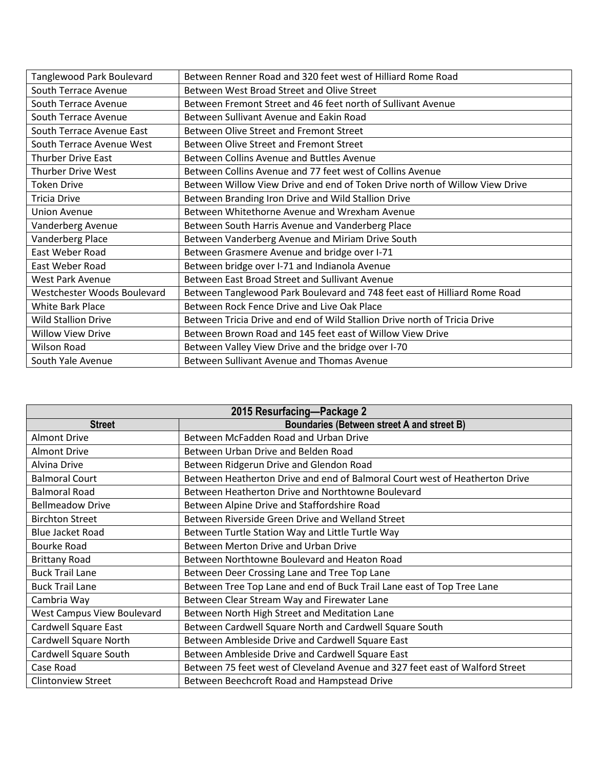| Street | Boundaries |
| --- | --- |
| Tanglewood Park Boulevard | Between Renner Road and 320 feet west of Hilliard Rome Road |
| South Terrace Avenue | Between West Broad Street and Olive Street |
| South Terrace Avenue | Between Fremont Street and 46 feet north of Sullivant Avenue |
| South Terrace Avenue | Between Sullivant Avenue and Eakin Road |
| South Terrace Avenue East | Between Olive Street and Fremont Street |
| South Terrace Avenue West | Between Olive Street and Fremont Street |
| Thurber Drive East | Between Collins Avenue and Buttles Avenue |
| Thurber Drive West | Between Collins Avenue and 77 feet west of Collins Avenue |
| Token Drive | Between Willow View Drive and end of Token Drive north of Willow View Drive |
| Tricia Drive | Between Branding Iron Drive and Wild Stallion Drive |
| Union Avenue | Between Whitethorne Avenue and Wrexham Avenue |
| Vanderberg Avenue | Between South Harris Avenue and Vanderberg Place |
| Vanderberg Place | Between Vanderberg Avenue and Miriam Drive South |
| East Weber Road | Between Grasmere Avenue and bridge over I-71 |
| East Weber Road | Between bridge over I-71 and Indianola Avenue |
| West Park Avenue | Between East Broad Street and Sullivant Avenue |
| Westchester Woods Boulevard | Between Tanglewood Park Boulevard and 748 feet east of Hilliard Rome Road |
| White Bark Place | Between Rock Fence Drive and Live Oak Place |
| Wild Stallion Drive | Between Tricia Drive and end of Wild Stallion Drive north of Tricia Drive |
| Willow View Drive | Between Brown Road and 145 feet east of Willow View Drive |
| Wilson Road | Between Valley View Drive and the bridge over I-70 |
| South Yale Avenue | Between Sullivant Avenue and Thomas Avenue |

| 2015 Resurfacing—Package 2 | |
| --- | --- |
| **Street** | **Boundaries (Between street A and street B)** |
| Almont Drive | Between McFadden Road and Urban Drive |
| Almont Drive | Between Urban Drive and Belden Road |
| Alvina Drive | Between Ridgerun Drive and Glendon Road |
| Balmoral Court | Between Heatherton Drive and end of Balmoral Court west of Heatherton Drive |
| Balmoral Road | Between Heatherton Drive and Northtowne Boulevard |
| Bellmeadow Drive | Between Alpine Drive and Staffordshire Road |
| Birchton Street | Between Riverside Green Drive and Welland Street |
| Blue Jacket Road | Between Turtle Station Way and Little Turtle Way |
| Bourke Road | Between Merton Drive and Urban Drive |
| Brittany Road | Between Northtowne Boulevard and Heaton Road |
| Buck Trail Lane | Between Deer Crossing Lane and Tree Top Lane |
| Buck Trail Lane | Between Tree Top Lane and end of Buck Trail Lane east of Top Tree Lane |
| Cambria Way | Between Clear Stream Way and Firewater Lane |
| West Campus View Boulevard | Between North High Street and Meditation Lane |
| Cardwell Square East | Between Cardwell Square North and Cardwell Square South |
| Cardwell Square North | Between Ambleside Drive and Cardwell Square East |
| Cardwell Square South | Between Ambleside Drive and Cardwell Square East |
| Case Road | Between 75 feet west of Cleveland Avenue and 327 feet east of Walford Street |
| Clintonview Street | Between Beechcroft Road and Hampstead Drive |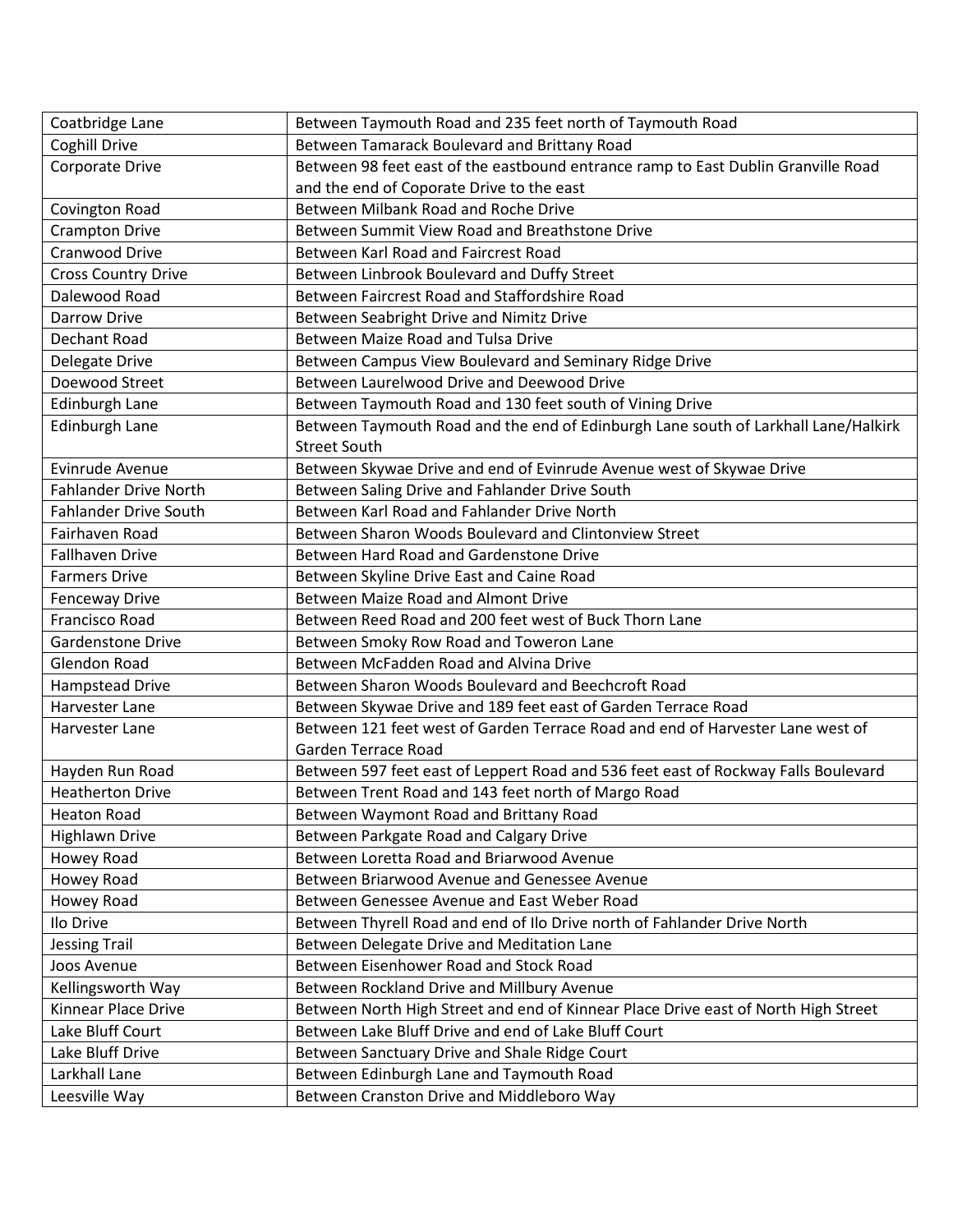| Coatbridge Lane | Between Taymouth Road and 235 feet north of Taymouth Road |
|---|---|
| Coghill Drive | Between Tamarack Boulevard and Brittany Road |
| Corporate Drive | Between 98 feet east of the eastbound entrance ramp to East Dublin Granville Road and the end of Coporate Drive to the east |
| Covington Road | Between Milbank Road and Roche Drive |
| Crampton Drive | Between Summit View Road and Breathstone Drive |
| Cranwood Drive | Between Karl Road and Faircrest Road |
| Cross Country Drive | Between Linbrook Boulevard and Duffy Street |
| Dalewood Road | Between Faircrest Road and Staffordshire Road |
| Darrow Drive | Between Seabright Drive and Nimitz Drive |
| Dechant Road | Between Maize Road and Tulsa Drive |
| Delegate Drive | Between Campus View Boulevard and Seminary Ridge Drive |
| Doewood Street | Between Laurelwood Drive and Deewood Drive |
| Edinburgh Lane | Between Taymouth Road and 130 feet south of Vining Drive |
| Edinburgh Lane | Between Taymouth Road and the end of Edinburgh Lane south of Larkhall Lane/Halkirk Street South |
| Evinrude Avenue | Between Skywae Drive and end of Evinrude Avenue west of Skywae Drive |
| Fahlander Drive North | Between Saling Drive and Fahlander Drive South |
| Fahlander Drive South | Between Karl Road and Fahlander Drive North |
| Fairhaven Road | Between Sharon Woods Boulevard and Clintonview Street |
| Fallhaven Drive | Between Hard Road and Gardenstone Drive |
| Farmers Drive | Between Skyline Drive East and Caine Road |
| Fenceway Drive | Between Maize Road and Almont Drive |
| Francisco Road | Between Reed Road and 200 feet west of Buck Thorn Lane |
| Gardenstone Drive | Between Smoky Row Road and Toweron Lane |
| Glendon Road | Between McFadden Road and Alvina Drive |
| Hampstead Drive | Between Sharon Woods Boulevard and Beechcroft Road |
| Harvester Lane | Between Skywae Drive and 189 feet east of Garden Terrace Road |
| Harvester Lane | Between 121 feet west of Garden Terrace Road and end of Harvester Lane west of Garden Terrace Road |
| Hayden Run Road | Between 597 feet east of Leppert Road and 536 feet east of Rockway Falls Boulevard |
| Heatherton Drive | Between Trent Road and 143 feet north of Margo Road |
| Heaton Road | Between Waymont Road and Brittany Road |
| Highlawn Drive | Between Parkgate Road and Calgary Drive |
| Howey Road | Between Loretta Road and Briarwood Avenue |
| Howey Road | Between Briarwood Avenue and Genessee Avenue |
| Howey Road | Between Genessee Avenue and East Weber Road |
| Ilo Drive | Between Thyrell Road and end of Ilo Drive north of Fahlander Drive North |
| Jessing Trail | Between Delegate Drive and Meditation Lane |
| Joos Avenue | Between Eisenhower Road and Stock Road |
| Kellingsworth Way | Between Rockland Drive and Millbury Avenue |
| Kinnear Place Drive | Between North High Street and end of Kinnear Place Drive east of North High Street |
| Lake Bluff Court | Between Lake Bluff Drive and end of Lake Bluff Court |
| Lake Bluff Drive | Between Sanctuary Drive and Shale Ridge Court |
| Larkhall Lane | Between Edinburgh Lane and Taymouth Road |
| Leesville Way | Between Cranston Drive and Middleboro Way |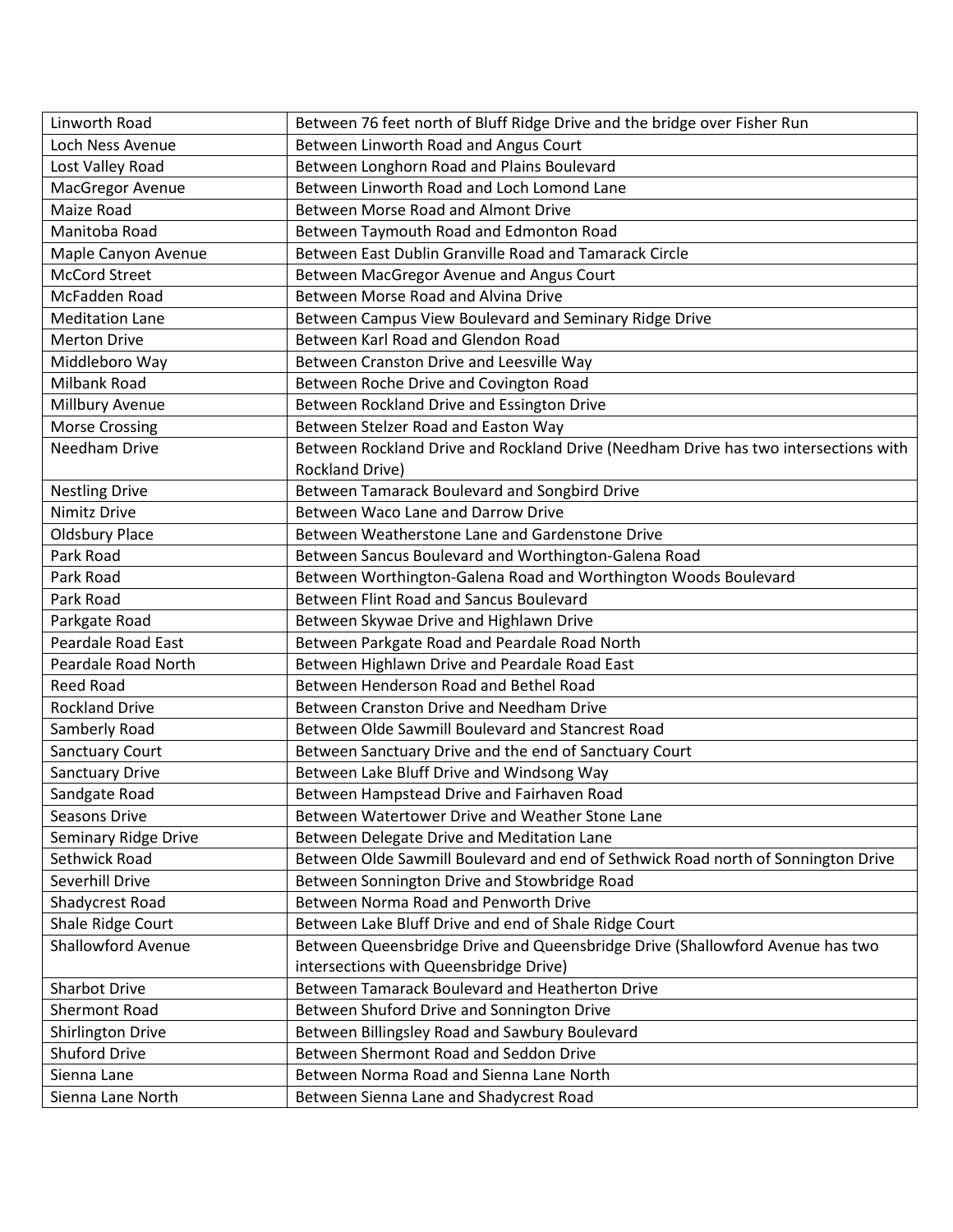| | |
|---|---|
| Linworth Road | Between 76 feet north of Bluff Ridge Drive and the bridge over Fisher Run |
| Loch Ness Avenue | Between Linworth Road and Angus Court |
| Lost Valley Road | Between Longhorn Road and Plains Boulevard |
| MacGregor Avenue | Between Linworth Road and Loch Lomond Lane |
| Maize Road | Between Morse Road and Almont Drive |
| Manitoba Road | Between Taymouth Road and Edmonton Road |
| Maple Canyon Avenue | Between East Dublin Granville Road and Tamarack Circle |
| McCord Street | Between MacGregor Avenue and Angus Court |
| McFadden Road | Between Morse Road and Alvina Drive |
| Meditation Lane | Between Campus View Boulevard and Seminary Ridge Drive |
| Merton Drive | Between Karl Road and Glendon Road |
| Middleboro Way | Between Cranston Drive and Leesville Way |
| Milbank Road | Between Roche Drive and Covington Road |
| Millbury Avenue | Between Rockland Drive and Essington Drive |
| Morse Crossing | Between Stelzer Road and Easton Way |
| Needham Drive | Between Rockland Drive and Rockland Drive (Needham Drive has two intersections with Rockland Drive) |
| Nestling Drive | Between Tamarack Boulevard and Songbird Drive |
| Nimitz Drive | Between Waco Lane and Darrow Drive |
| Oldsbury Place | Between Weatherstone Lane and Gardenstone Drive |
| Park Road | Between Sancus Boulevard and Worthington-Galena Road |
| Park Road | Between Worthington-Galena Road and Worthington Woods Boulevard |
| Park Road | Between Flint Road and Sancus Boulevard |
| Parkgate Road | Between Skywae Drive and Highlawn Drive |
| Peardale Road East | Between Parkgate Road and Peardale Road North |
| Peardale Road North | Between Highlawn Drive and Peardale Road East |
| Reed Road | Between Henderson Road and Bethel Road |
| Rockland Drive | Between Cranston Drive and Needham Drive |
| Samberly Road | Between Olde Sawmill Boulevard and Stancrest Road |
| Sanctuary Court | Between Sanctuary Drive and the end of Sanctuary Court |
| Sanctuary Drive | Between Lake Bluff Drive and Windsong Way |
| Sandgate Road | Between Hampstead Drive and Fairhaven Road |
| Seasons Drive | Between Watertower Drive and Weather Stone Lane |
| Seminary Ridge Drive | Between Delegate Drive and Meditation Lane |
| Sethwick Road | Between Olde Sawmill Boulevard and end of Sethwick Road north of Sonnington Drive |
| Severhill Drive | Between Sonnington Drive and Stowbridge Road |
| Shadycrest Road | Between Norma Road and Penworth Drive |
| Shale Ridge Court | Between Lake Bluff Drive and end of Shale Ridge Court |
| Shallowford Avenue | Between Queensbridge Drive and Queensbridge Drive (Shallowford Avenue has two intersections with Queensbridge Drive) |
| Sharbot Drive | Between Tamarack Boulevard and Heatherton Drive |
| Shermont Road | Between Shuford Drive and Sonnington Drive |
| Shirlington Drive | Between Billingsley Road and Sawbury Boulevard |
| Shuford Drive | Between Shermont Road and Seddon Drive |
| Sienna Lane | Between Norma Road and Sienna Lane North |
| Sienna Lane North | Between Sienna Lane and Shadycrest Road |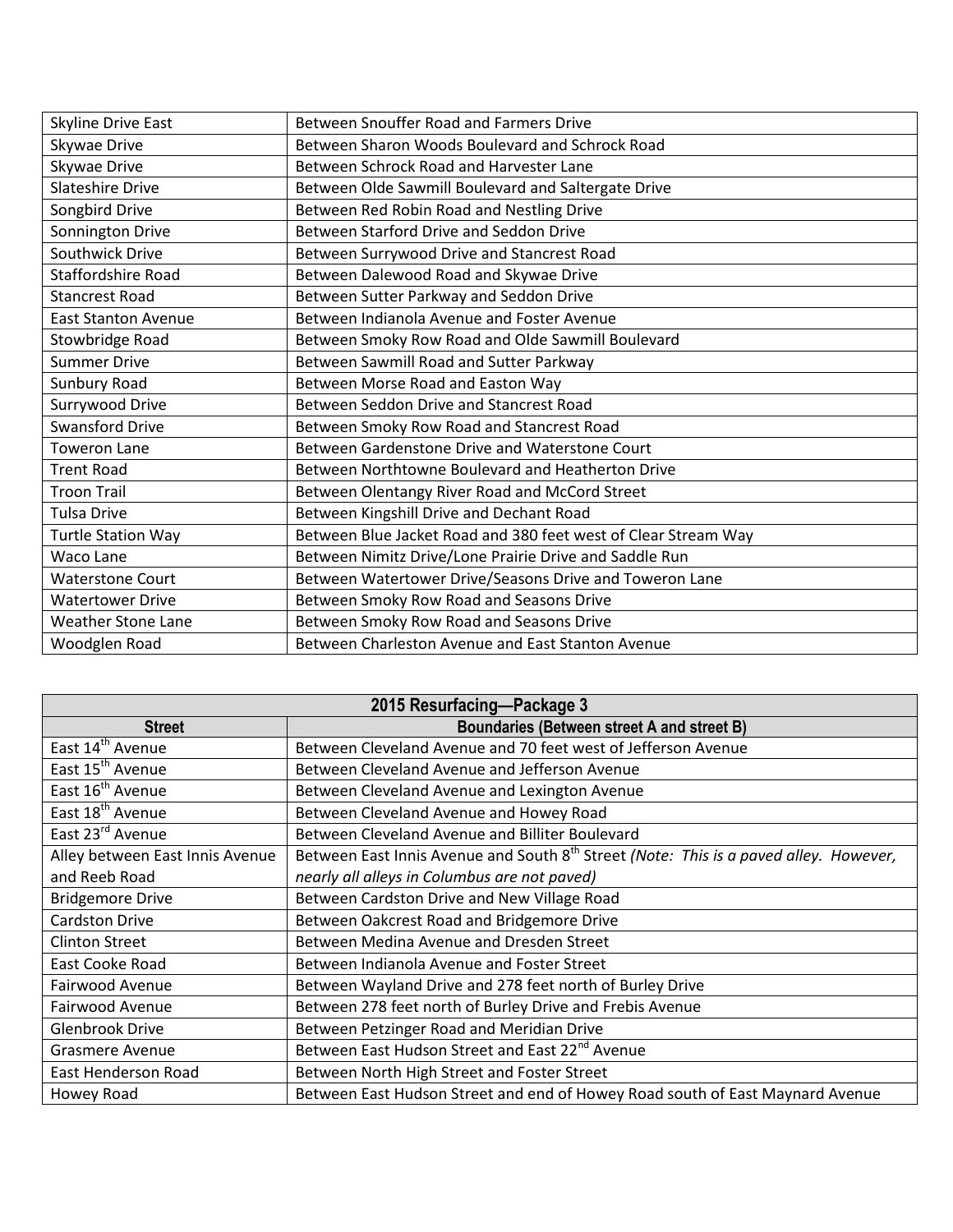| | |
|---|---|
| Skyline Drive East | Between Snouffer Road and Farmers Drive |
| Skywae Drive | Between Sharon Woods Boulevard and Schrock Road |
| Skywae Drive | Between Schrock Road and Harvester Lane |
| Slateshire Drive | Between Olde Sawmill Boulevard and Saltergate Drive |
| Songbird Drive | Between Red Robin Road and Nestling Drive |
| Sonnington Drive | Between Starford Drive and Seddon Drive |
| Southwick Drive | Between Surrywood Drive and Stancrest Road |
| Staffordshire Road | Between Dalewood Road and Skywae Drive |
| Stancrest Road | Between Sutter Parkway and Seddon Drive |
| East Stanton Avenue | Between Indianola Avenue and Foster Avenue |
| Stowbridge Road | Between Smoky Row Road and Olde Sawmill Boulevard |
| Summer Drive | Between Sawmill Road and Sutter Parkway |
| Sunbury Road | Between Morse Road and Easton Way |
| Surrywood Drive | Between Seddon Drive and Stancrest Road |
| Swansford Drive | Between Smoky Row Road and Stancrest Road |
| Toweron Lane | Between Gardenstone Drive and Waterstone Court |
| Trent Road | Between Northtowne Boulevard and Heatherton Drive |
| Troon Trail | Between Olentangy River Road and McCord Street |
| Tulsa Drive | Between Kingshill Drive and Dechant Road |
| Turtle Station Way | Between Blue Jacket Road and 380 feet west of Clear Stream Way |
| Waco Lane | Between Nimitz Drive/Lone Prairie Drive and Saddle Run |
| Waterstone Court | Between Watertower Drive/Seasons Drive and Toweron Lane |
| Watertower Drive | Between Smoky Row Road and Seasons Drive |
| Weather Stone Lane | Between Smoky Row Road and Seasons Drive |
| Woodglen Road | Between Charleston Avenue and East Stanton Avenue |

| **2015 Resurfacing—Package 3** | |
|---|---|
| **Street** | **Boundaries (Between street A and street B)** |
| East 14th Avenue | Between Cleveland Avenue and 70 feet west of Jefferson Avenue |
| East 15th Avenue | Between Cleveland Avenue and Jefferson Avenue |
| East 16th Avenue | Between Cleveland Avenue and Lexington Avenue |
| East 18th Avenue | Between Cleveland Avenue and Howey Road |
| East 23rd Avenue | Between Cleveland Avenue and Billiter Boulevard |
| Alley between East Innis Avenue and Reeb Road | Between East Innis Avenue and South 8th Street *(Note: This is a paved alley. However, nearly all alleys in Columbus are not paved)* |
| Bridgemore Drive | Between Cardston Drive and New Village Road |
| Cardston Drive | Between Oakcrest Road and Bridgemore Drive |
| Clinton Street | Between Medina Avenue and Dresden Street |
| East Cooke Road | Between Indianola Avenue and Foster Street |
| Fairwood Avenue | Between Wayland Drive and 278 feet north of Burley Drive |
| Fairwood Avenue | Between 278 feet north of Burley Drive and Frebis Avenue |
| Glenbrook Drive | Between Petzinger Road and Meridian Drive |
| Grasmere Avenue | Between East Hudson Street and East 22nd Avenue |
| East Henderson Road | Between North High Street and Foster Street |
| Howey Road | Between East Hudson Street and end of Howey Road south of East Maynard Avenue |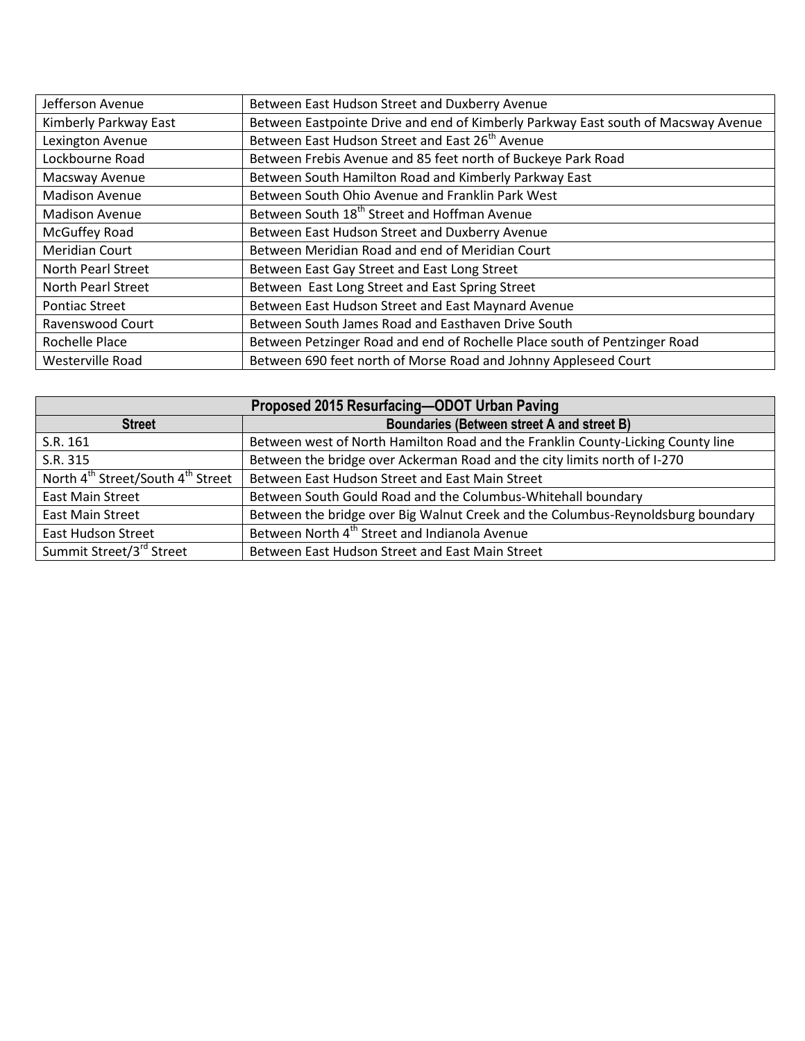| | |
|---|---|
| Jefferson Avenue | Between East Hudson Street and Duxberry Avenue |
| Kimberly Parkway East | Between Eastpointe Drive and end of Kimberly Parkway East south of Macsway Avenue |
| Lexington Avenue | Between East Hudson Street and East 26th Avenue |
| Lockbourne Road | Between Frebis Avenue and 85 feet north of Buckeye Park Road |
| Macsway Avenue | Between South Hamilton Road and Kimberly Parkway East |
| Madison Avenue | Between South Ohio Avenue and Franklin Park West |
| Madison Avenue | Between South 18th Street and Hoffman Avenue |
| McGuffey Road | Between East Hudson Street and Duxberry Avenue |
| Meridian Court | Between Meridian Road and end of Meridian Court |
| North Pearl Street | Between East Gay Street and East Long Street |
| North Pearl Street | Between East Long Street and East Spring Street |
| Pontiac Street | Between East Hudson Street and East Maynard Avenue |
| Ravenswood Court | Between South James Road and Easthaven Drive South |
| Rochelle Place | Between Petzinger Road and end of Rochelle Place south of Pentzinger Road |
| Westerville Road | Between 690 feet north of Morse Road and Johnny Appleseed Court |

| Proposed 2015 Resurfacing—ODOT Urban Paving | |
|---|---|
| **Street** | **Boundaries (Between street A and street B)** |
| S.R. 161 | Between west of North Hamilton Road and the Franklin County-Licking County line |
| S.R. 315 | Between the bridge over Ackerman Road and the city limits north of I-270 |
| North 4th Street/South 4th Street | Between East Hudson Street and East Main Street |
| East Main Street | Between South Gould Road and the Columbus-Whitehall boundary |
| East Main Street | Between the bridge over Big Walnut Creek and the Columbus-Reynoldsburg boundary |
| East Hudson Street | Between North 4th Street and Indianola Avenue |
| Summit Street/3rd Street | Between East Hudson Street and East Main Street |